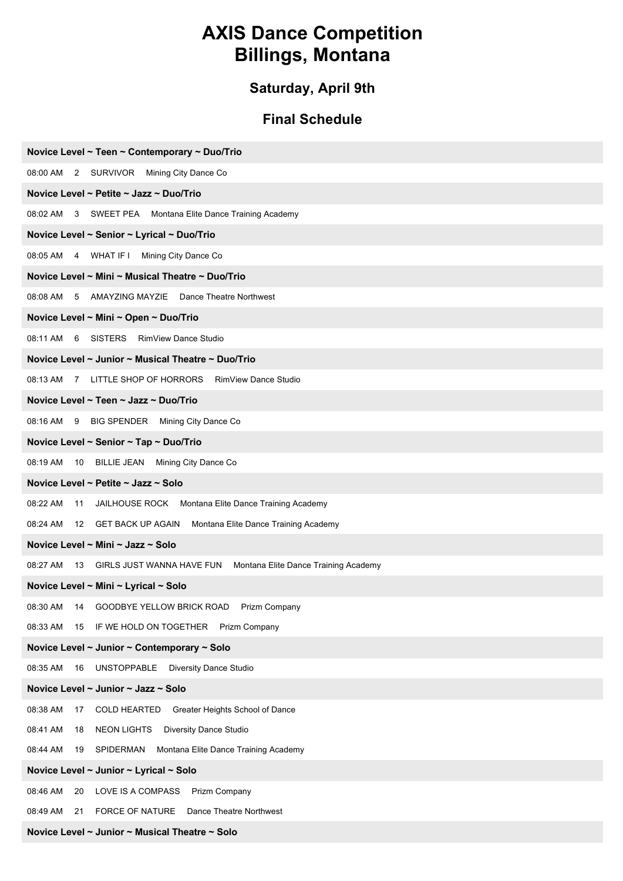# AXIS Dance Competition
# Billings, Montana

## Saturday, April 9th

## Final Schedule

**Novice Level ~ Teen ~ Contemporary ~ Duo/Trio**

08:00 AM 2 SURVIVOR Mining City Dance Co

**Novice Level ~ Petite ~ Jazz ~ Duo/Trio**

08:02 AM 3 SWEET PEA Montana Elite Dance Training Academy

**Novice Level ~ Senior ~ Lyrical ~ Duo/Trio**

08:05 AM 4 WHAT IF I Mining City Dance Co

**Novice Level ~ Mini ~ Musical Theatre ~ Duo/Trio**

08:08 AM 5 AMAYZING MAYZIE Dance Theatre Northwest

**Novice Level ~ Mini ~ Open ~ Duo/Trio**

08:11 AM 6 SISTERS RimView Dance Studio

**Novice Level ~ Junior ~ Musical Theatre ~ Duo/Trio**

08:13 AM 7 LITTLE SHOP OF HORRORS RimView Dance Studio

**Novice Level ~ Teen ~ Jazz ~ Duo/Trio**

08:16 AM 9 BIG SPENDER Mining City Dance Co

**Novice Level ~ Senior ~ Tap ~ Duo/Trio**

08:19 AM 10 BILLIE JEAN Mining City Dance Co

**Novice Level ~ Petite ~ Jazz ~ Solo**

08:22 AM 11 JAILHOUSE ROCK Montana Elite Dance Training Academy

08:24 AM 12 GET BACK UP AGAIN Montana Elite Dance Training Academy

**Novice Level ~ Mini ~ Jazz ~ Solo**

08:27 AM 13 GIRLS JUST WANNA HAVE FUN Montana Elite Dance Training Academy

**Novice Level ~ Mini ~ Lyrical ~ Solo**

08:30 AM 14 GOODBYE YELLOW BRICK ROAD Prizm Company

08:33 AM 15 IF WE HOLD ON TOGETHER Prizm Company

**Novice Level ~ Junior ~ Contemporary ~ Solo**

08:35 AM 16 UNSTOPPABLE Diversity Dance Studio

**Novice Level ~ Junior ~ Jazz ~ Solo**

08:38 AM 17 COLD HEARTED Greater Heights School of Dance

08:41 AM 18 NEON LIGHTS Diversity Dance Studio

08:44 AM 19 SPIDERMAN Montana Elite Dance Training Academy

**Novice Level ~ Junior ~ Lyrical ~ Solo**

08:46 AM 20 LOVE IS A COMPASS Prizm Company

08:49 AM 21 FORCE OF NATURE Dance Theatre Northwest

**Novice Level ~ Junior ~ Musical Theatre ~ Solo**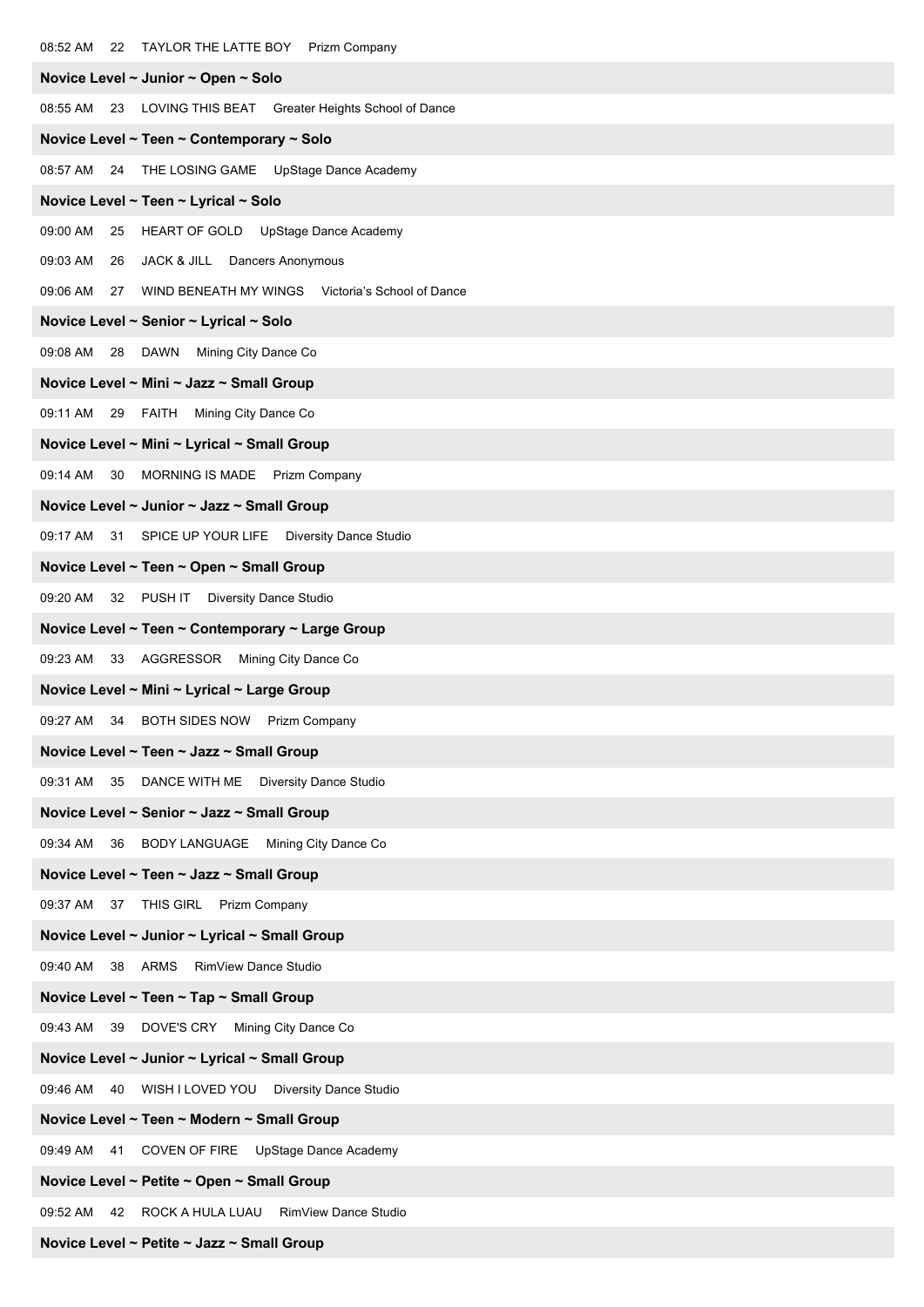08:52 AM 22 TAYLOR THE LATTE BOY Prizm Company

**Novice Level ~ Junior ~ Open ~ Solo**

08:55 AM 23 LOVING THIS BEAT Greater Heights School of Dance

**Novice Level ~ Teen ~ Contemporary ~ Solo**

08:57 AM 24 THE LOSING GAME UpStage Dance Academy

**Novice Level ~ Teen ~ Lyrical ~ Solo**

09:00 AM 25 HEART OF GOLD UpStage Dance Academy

09:03 AM 26 JACK & JILL Dancers Anonymous

09:06 AM 27 WIND BENEATH MY WINGS Victoria's School of Dance

**Novice Level ~ Senior ~ Lyrical ~ Solo**

09:08 AM 28 DAWN Mining City Dance Co

**Novice Level ~ Mini ~ Jazz ~ Small Group**

09:11 AM 29 FAITH Mining City Dance Co

**Novice Level ~ Mini ~ Lyrical ~ Small Group**

09:14 AM 30 MORNING IS MADE Prizm Company

**Novice Level ~ Junior ~ Jazz ~ Small Group**

09:17 AM 31 SPICE UP YOUR LIFE Diversity Dance Studio

**Novice Level ~ Teen ~ Open ~ Small Group**

09:20 AM 32 PUSH IT Diversity Dance Studio

**Novice Level ~ Teen ~ Contemporary ~ Large Group**

09:23 AM 33 AGGRESSOR Mining City Dance Co

**Novice Level ~ Mini ~ Lyrical ~ Large Group**

09:27 AM 34 BOTH SIDES NOW Prizm Company

**Novice Level ~ Teen ~ Jazz ~ Small Group**

09:31 AM 35 DANCE WITH ME Diversity Dance Studio

**Novice Level ~ Senior ~ Jazz ~ Small Group**

09:34 AM 36 BODY LANGUAGE Mining City Dance Co

**Novice Level ~ Teen ~ Jazz ~ Small Group**

09:37 AM 37 THIS GIRL Prizm Company

**Novice Level ~ Junior ~ Lyrical ~ Small Group**

09:40 AM 38 ARMS RimView Dance Studio

**Novice Level ~ Teen ~ Tap ~ Small Group**

09:43 AM 39 DOVE'S CRY Mining City Dance Co

**Novice Level ~ Junior ~ Lyrical ~ Small Group**

09:46 AM 40 WISH I LOVED YOU Diversity Dance Studio

**Novice Level ~ Teen ~ Modern ~ Small Group**

09:49 AM 41 COVEN OF FIRE UpStage Dance Academy

**Novice Level ~ Petite ~ Open ~ Small Group**

09:52 AM 42 ROCK A HULA LUAU RimView Dance Studio

**Novice Level ~ Petite ~ Jazz ~ Small Group**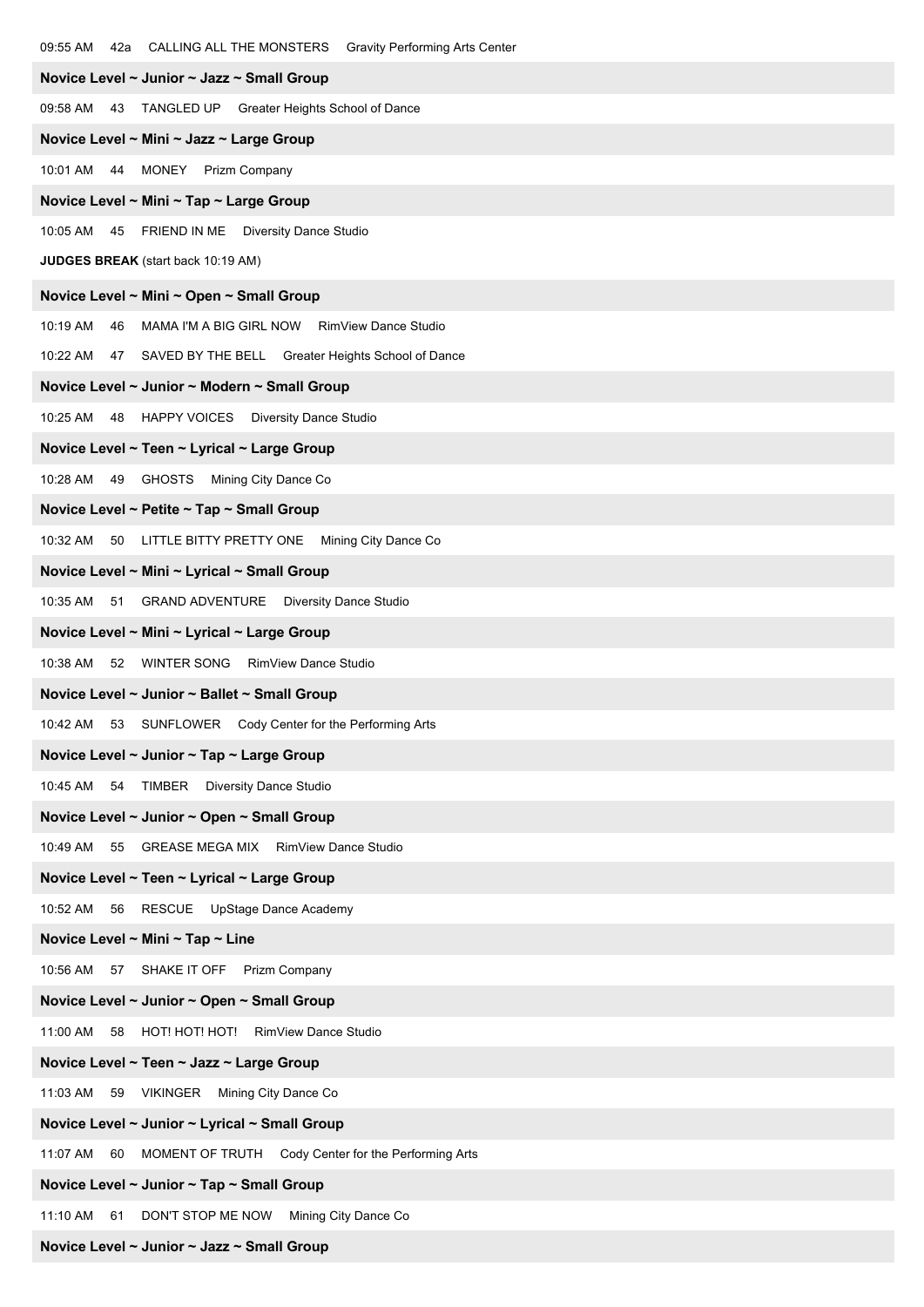09:55 AM 42a CALLING ALL THE MONSTERS Gravity Performing Arts Center

**Novice Level ~ Junior ~ Jazz ~ Small Group**

09:58 AM 43 TANGLED UP Greater Heights School of Dance

**Novice Level ~ Mini ~ Jazz ~ Large Group**

10:01 AM 44 MONEY Prizm Company

**Novice Level ~ Mini ~ Tap ~ Large Group**

10:05 AM 45 FRIEND IN ME Diversity Dance Studio

**JUDGES BREAK** (start back 10:19 AM)

**Novice Level ~ Mini ~ Open ~ Small Group**

10:19 AM 46 MAMA I'M A BIG GIRL NOW RimView Dance Studio

10:22 AM 47 SAVED BY THE BELL Greater Heights School of Dance

**Novice Level ~ Junior ~ Modern ~ Small Group**

10:25 AM 48 HAPPY VOICES Diversity Dance Studio

**Novice Level ~ Teen ~ Lyrical ~ Large Group**

10:28 AM 49 GHOSTS Mining City Dance Co

**Novice Level ~ Petite ~ Tap ~ Small Group**

10:32 AM 50 LITTLE BITTY PRETTY ONE Mining City Dance Co

**Novice Level ~ Mini ~ Lyrical ~ Small Group**

10:35 AM 51 GRAND ADVENTURE Diversity Dance Studio

**Novice Level ~ Mini ~ Lyrical ~ Large Group**

10:38 AM 52 WINTER SONG RimView Dance Studio

**Novice Level ~ Junior ~ Ballet ~ Small Group**

10:42 AM 53 SUNFLOWER Cody Center for the Performing Arts

**Novice Level ~ Junior ~ Tap ~ Large Group**

10:45 AM 54 TIMBER Diversity Dance Studio

**Novice Level ~ Junior ~ Open ~ Small Group**

10:49 AM 55 GREASE MEGA MIX RimView Dance Studio

**Novice Level ~ Teen ~ Lyrical ~ Large Group**

10:52 AM 56 RESCUE UpStage Dance Academy

**Novice Level ~ Mini ~ Tap ~ Line**

10:56 AM 57 SHAKE IT OFF Prizm Company

**Novice Level ~ Junior ~ Open ~ Small Group**

11:00 AM 58 HOT! HOT! HOT! RimView Dance Studio

**Novice Level ~ Teen ~ Jazz ~ Large Group**

11:03 AM 59 VIKINGER Mining City Dance Co

**Novice Level ~ Junior ~ Lyrical ~ Small Group**

11:07 AM 60 MOMENT OF TRUTH Cody Center for the Performing Arts

**Novice Level ~ Junior ~ Tap ~ Small Group**

11:10 AM 61 DON'T STOP ME NOW Mining City Dance Co

**Novice Level ~ Junior ~ Jazz ~ Small Group**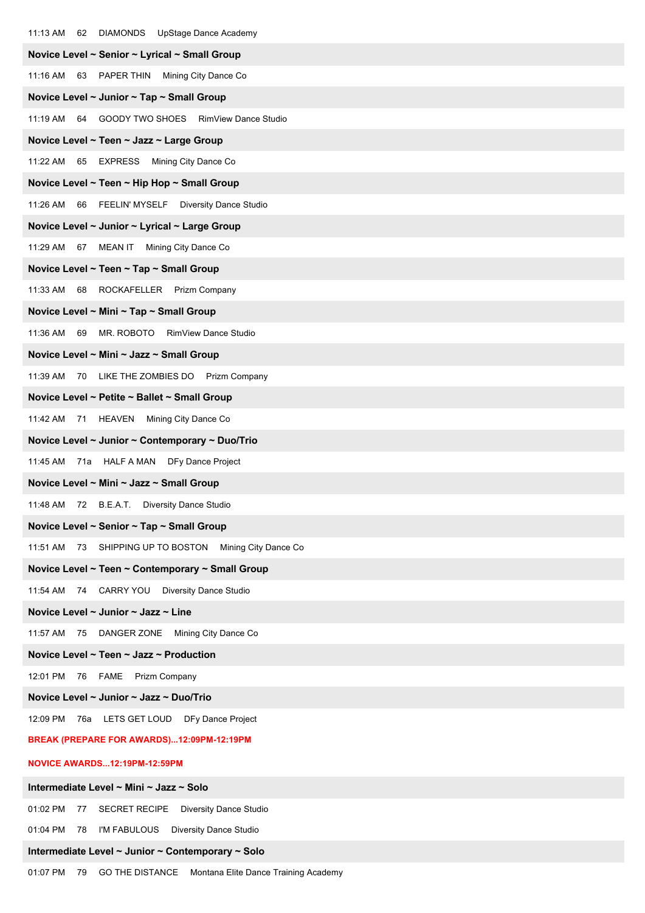11:13 AM 62 DIAMONDS UpStage Dance Academy

**Novice Level ~ Senior ~ Lyrical ~ Small Group**

11:16 AM 63 PAPER THIN Mining City Dance Co

**Novice Level ~ Junior ~ Tap ~ Small Group**

11:19 AM 64 GOODY TWO SHOES RimView Dance Studio

**Novice Level ~ Teen ~ Jazz ~ Large Group**

11:22 AM 65 EXPRESS Mining City Dance Co

**Novice Level ~ Teen ~ Hip Hop ~ Small Group**

11:26 AM 66 FEELIN' MYSELF Diversity Dance Studio

**Novice Level ~ Junior ~ Lyrical ~ Large Group**

11:29 AM 67 MEAN IT Mining City Dance Co

**Novice Level ~ Teen ~ Tap ~ Small Group**

11:33 AM 68 ROCKAFELLER Prizm Company

**Novice Level ~ Mini ~ Tap ~ Small Group**

11:36 AM 69 MR. ROBOTO RimView Dance Studio

**Novice Level ~ Mini ~ Jazz ~ Small Group**

11:39 AM 70 LIKE THE ZOMBIES DO Prizm Company

**Novice Level ~ Petite ~ Ballet ~ Small Group**

11:42 AM 71 HEAVEN Mining City Dance Co

**Novice Level ~ Junior ~ Contemporary ~ Duo/Trio**

11:45 AM 71a HALF A MAN DFy Dance Project

**Novice Level ~ Mini ~ Jazz ~ Small Group**

11:48 AM 72 B.E.A.T. Diversity Dance Studio

**Novice Level ~ Senior ~ Tap ~ Small Group**

11:51 AM 73 SHIPPING UP TO BOSTON Mining City Dance Co

**Novice Level ~ Teen ~ Contemporary ~ Small Group**

11:54 AM 74 CARRY YOU Diversity Dance Studio

**Novice Level ~ Junior ~ Jazz ~ Line**

11:57 AM 75 DANGER ZONE Mining City Dance Co

**Novice Level ~ Teen ~ Jazz ~ Production**

12:01 PM 76 FAME Prizm Company

**Novice Level ~ Junior ~ Jazz ~ Duo/Trio**

12:09 PM 76a LETS GET LOUD DFy Dance Project

**BREAK (PREPARE FOR AWARDS)...12:09PM-12:19PM**

**NOVICE AWARDS...12:19PM-12:59PM**

**Intermediate Level ~ Mini ~ Jazz ~ Solo**

01:02 PM 77 SECRET RECIPE Diversity Dance Studio

01:04 PM 78 I'M FABULOUS Diversity Dance Studio

**Intermediate Level ~ Junior ~ Contemporary ~ Solo**

01:07 PM 79 GO THE DISTANCE Montana Elite Dance Training Academy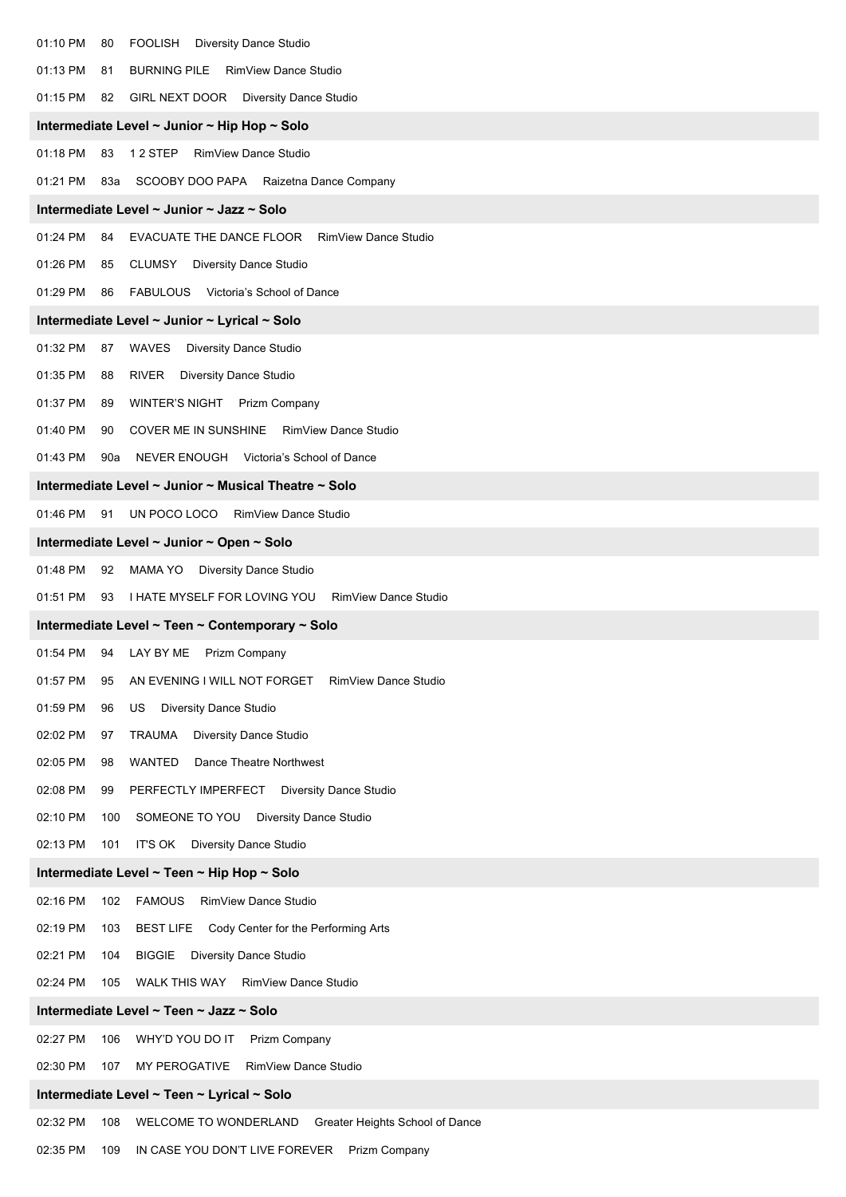01:10 PM 80 FOOLISH Diversity Dance Studio

01:13 PM 81 BURNING PILE RimView Dance Studio

01:15 PM 82 GIRL NEXT DOOR Diversity Dance Studio

**Intermediate Level ~ Junior ~ Hip Hop ~ Solo**

01:18 PM 83 1 2 STEP RimView Dance Studio

01:21 PM 83a SCOOBY DOO PAPA Raizetna Dance Company

**Intermediate Level ~ Junior ~ Jazz ~ Solo**

01:24 PM 84 EVACUATE THE DANCE FLOOR RimView Dance Studio

01:26 PM 85 CLUMSY Diversity Dance Studio

01:29 PM 86 FABULOUS Victoria's School of Dance

**Intermediate Level ~ Junior ~ Lyrical ~ Solo**

01:32 PM 87 WAVES Diversity Dance Studio

01:35 PM 88 RIVER Diversity Dance Studio

01:37 PM 89 WINTER'S NIGHT Prizm Company

01:40 PM 90 COVER ME IN SUNSHINE RimView Dance Studio

01:43 PM 90a NEVER ENOUGH Victoria's School of Dance

**Intermediate Level ~ Junior ~ Musical Theatre ~ Solo**

01:46 PM 91 UN POCO LOCO RimView Dance Studio

**Intermediate Level ~ Junior ~ Open ~ Solo**

01:48 PM 92 MAMA YO Diversity Dance Studio

01:51 PM 93 I HATE MYSELF FOR LOVING YOU RimView Dance Studio

**Intermediate Level ~ Teen ~ Contemporary ~ Solo**

01:54 PM 94 LAY BY ME Prizm Company

01:57 PM 95 AN EVENING I WILL NOT FORGET RimView Dance Studio

01:59 PM 96 US Diversity Dance Studio

02:02 PM 97 TRAUMA Diversity Dance Studio

02:05 PM 98 WANTED Dance Theatre Northwest

02:08 PM 99 PERFECTLY IMPERFECT Diversity Dance Studio

02:10 PM 100 SOMEONE TO YOU Diversity Dance Studio

02:13 PM 101 IT'S OK Diversity Dance Studio

**Intermediate Level ~ Teen ~ Hip Hop ~ Solo**

02:16 PM 102 FAMOUS RimView Dance Studio

02:19 PM 103 BEST LIFE Cody Center for the Performing Arts

02:21 PM 104 BIGGIE Diversity Dance Studio

02:24 PM 105 WALK THIS WAY RimView Dance Studio

**Intermediate Level ~ Teen ~ Jazz ~ Solo**

02:27 PM 106 WHY'D YOU DO IT Prizm Company

02:30 PM 107 MY PEROGATIVE RimView Dance Studio

**Intermediate Level ~ Teen ~ Lyrical ~ Solo**

02:32 PM 108 WELCOME TO WONDERLAND Greater Heights School of Dance

02:35 PM 109 IN CASE YOU DON'T LIVE FOREVER Prizm Company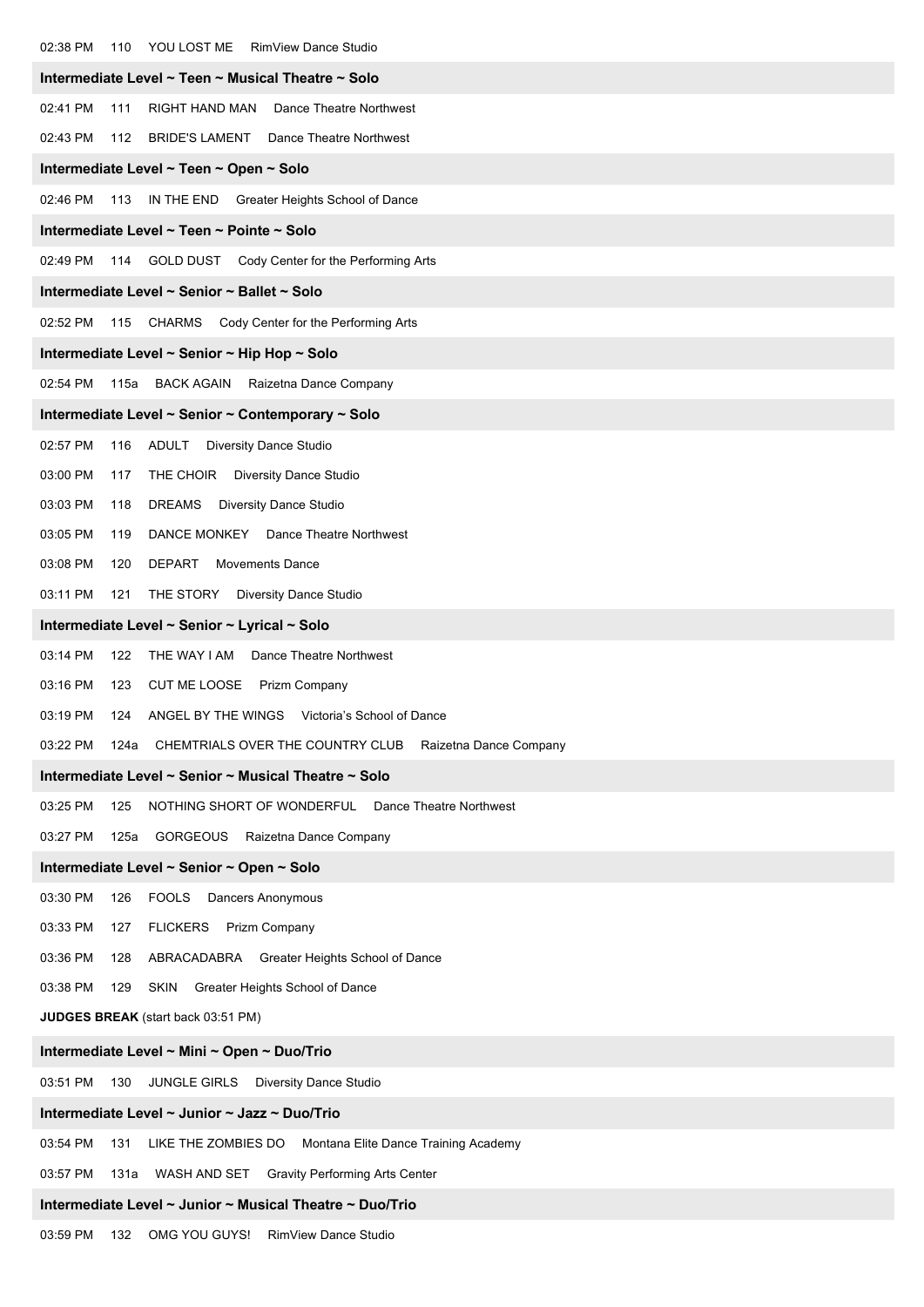02:38 PM 110 YOU LOST ME RimView Dance Studio

**Intermediate Level ~ Teen ~ Musical Theatre ~ Solo**

02:41 PM 111 RIGHT HAND MAN Dance Theatre Northwest

02:43 PM 112 BRIDE'S LAMENT Dance Theatre Northwest

**Intermediate Level ~ Teen ~ Open ~ Solo**

02:46 PM 113 IN THE END Greater Heights School of Dance

**Intermediate Level ~ Teen ~ Pointe ~ Solo**

02:49 PM 114 GOLD DUST Cody Center for the Performing Arts

**Intermediate Level ~ Senior ~ Ballet ~ Solo**

02:52 PM 115 CHARMS Cody Center for the Performing Arts

**Intermediate Level ~ Senior ~ Hip Hop ~ Solo**

02:54 PM 115a BACK AGAIN Raizetna Dance Company

**Intermediate Level ~ Senior ~ Contemporary ~ Solo**

02:57 PM 116 ADULT Diversity Dance Studio

03:00 PM 117 THE CHOIR Diversity Dance Studio

03:03 PM 118 DREAMS Diversity Dance Studio

03:05 PM 119 DANCE MONKEY Dance Theatre Northwest

03:08 PM 120 DEPART Movements Dance

03:11 PM 121 THE STORY Diversity Dance Studio

**Intermediate Level ~ Senior ~ Lyrical ~ Solo**

03:14 PM 122 THE WAY I AM Dance Theatre Northwest

03:16 PM 123 CUT ME LOOSE Prizm Company

03:19 PM 124 ANGEL BY THE WINGS Victoria's School of Dance

03:22 PM 124a CHEMTRIALS OVER THE COUNTRY CLUB Raizetna Dance Company

**Intermediate Level ~ Senior ~ Musical Theatre ~ Solo**

03:25 PM 125 NOTHING SHORT OF WONDERFUL Dance Theatre Northwest

03:27 PM 125a GORGEOUS Raizetna Dance Company

**Intermediate Level ~ Senior ~ Open ~ Solo**

03:30 PM 126 FOOLS Dancers Anonymous

03:33 PM 127 FLICKERS Prizm Company

03:36 PM 128 ABRACADABRA Greater Heights School of Dance

03:38 PM 129 SKIN Greater Heights School of Dance

**JUDGES BREAK** (start back 03:51 PM)

**Intermediate Level ~ Mini ~ Open ~ Duo/Trio**

03:51 PM 130 JUNGLE GIRLS Diversity Dance Studio

**Intermediate Level ~ Junior ~ Jazz ~ Duo/Trio**

03:54 PM 131 LIKE THE ZOMBIES DO Montana Elite Dance Training Academy

03:57 PM 131a WASH AND SET Gravity Performing Arts Center

**Intermediate Level ~ Junior ~ Musical Theatre ~ Duo/Trio**

03:59 PM 132 OMG YOU GUYS! RimView Dance Studio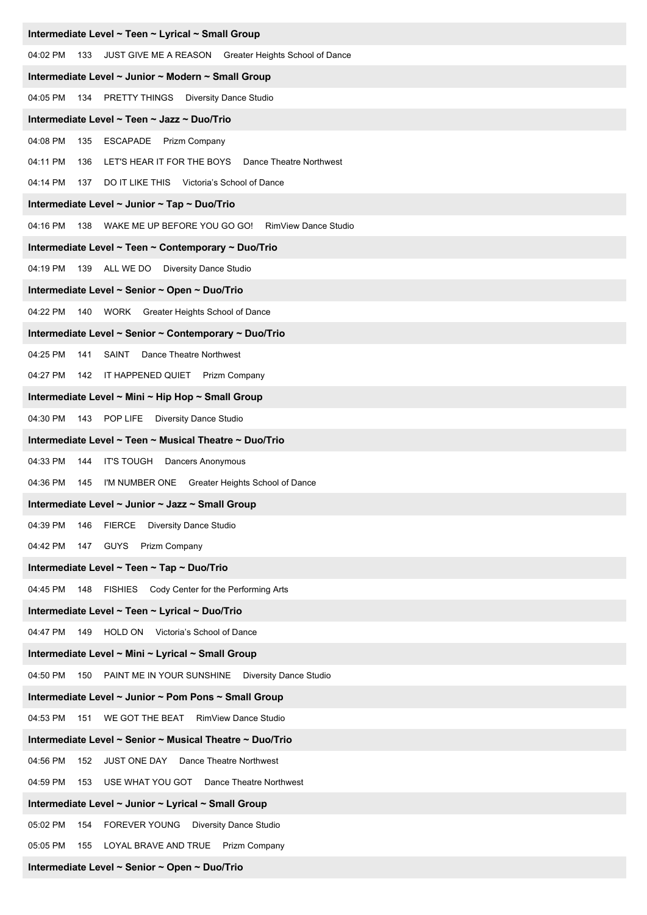**Intermediate Level ~ Teen ~ Lyrical ~ Small Group**

04:02 PM 133 JUST GIVE ME A REASON Greater Heights School of Dance

**Intermediate Level ~ Junior ~ Modern ~ Small Group**

04:05 PM 134 PRETTY THINGS Diversity Dance Studio

**Intermediate Level ~ Teen ~ Jazz ~ Duo/Trio**

04:08 PM 135 ESCAPADE Prizm Company

04:11 PM 136 LET'S HEAR IT FOR THE BOYS Dance Theatre Northwest

04:14 PM 137 DO IT LIKE THIS Victoria's School of Dance

**Intermediate Level ~ Junior ~ Tap ~ Duo/Trio**

04:16 PM 138 WAKE ME UP BEFORE YOU GO GO! RimView Dance Studio

**Intermediate Level ~ Teen ~ Contemporary ~ Duo/Trio**

04:19 PM 139 ALL WE DO Diversity Dance Studio

**Intermediate Level ~ Senior ~ Open ~ Duo/Trio**

04:22 PM 140 WORK Greater Heights School of Dance

**Intermediate Level ~ Senior ~ Contemporary ~ Duo/Trio**

04:25 PM 141 SAINT Dance Theatre Northwest

04:27 PM 142 IT HAPPENED QUIET Prizm Company

**Intermediate Level ~ Mini ~ Hip Hop ~ Small Group**

04:30 PM 143 POP LIFE Diversity Dance Studio

**Intermediate Level ~ Teen ~ Musical Theatre ~ Duo/Trio**

04:33 PM 144 IT'S TOUGH Dancers Anonymous

04:36 PM 145 I'M NUMBER ONE Greater Heights School of Dance

**Intermediate Level ~ Junior ~ Jazz ~ Small Group**

04:39 PM 146 FIERCE Diversity Dance Studio

04:42 PM 147 GUYS Prizm Company

**Intermediate Level ~ Teen ~ Tap ~ Duo/Trio**

04:45 PM 148 FISHIES Cody Center for the Performing Arts

**Intermediate Level ~ Teen ~ Lyrical ~ Duo/Trio**

04:47 PM 149 HOLD ON Victoria's School of Dance

**Intermediate Level ~ Mini ~ Lyrical ~ Small Group**

04:50 PM 150 PAINT ME IN YOUR SUNSHINE Diversity Dance Studio

**Intermediate Level ~ Junior ~ Pom Pons ~ Small Group**

04:53 PM 151 WE GOT THE BEAT RimView Dance Studio

**Intermediate Level ~ Senior ~ Musical Theatre ~ Duo/Trio**

04:56 PM 152 JUST ONE DAY Dance Theatre Northwest

04:59 PM 153 USE WHAT YOU GOT Dance Theatre Northwest

**Intermediate Level ~ Junior ~ Lyrical ~ Small Group**

05:02 PM 154 FOREVER YOUNG Diversity Dance Studio

05:05 PM 155 LOYAL BRAVE AND TRUE Prizm Company

**Intermediate Level ~ Senior ~ Open ~ Duo/Trio**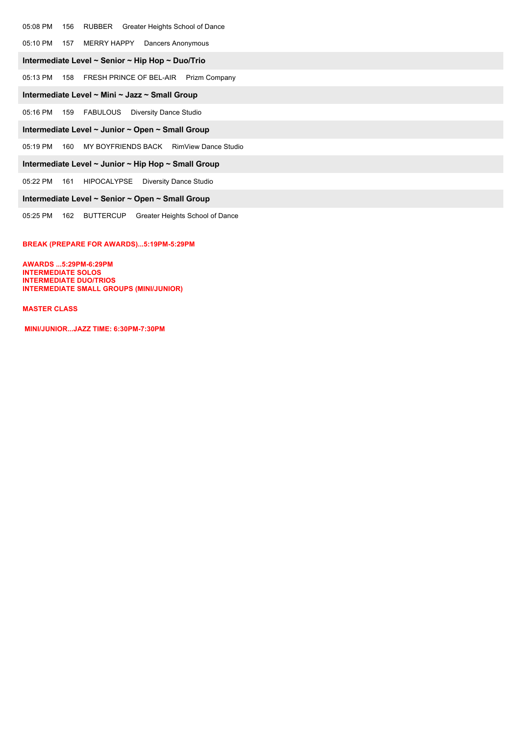05:08 PM 156 RUBBER Greater Heights School of Dance

05:10 PM 157 MERRY HAPPY Dancers Anonymous

**Intermediate Level ~ Senior ~ Hip Hop ~ Duo/Trio**

05:13 PM 158 FRESH PRINCE OF BEL-AIR Prizm Company

**Intermediate Level ~ Mini ~ Jazz ~ Small Group**

05:16 PM 159 FABULOUS Diversity Dance Studio

**Intermediate Level ~ Junior ~ Open ~ Small Group**

05:19 PM 160 MY BOYFRIENDS BACK RimView Dance Studio

**Intermediate Level ~ Junior ~ Hip Hop ~ Small Group**

05:22 PM 161 HIPOCALYPSE Diversity Dance Studio

**Intermediate Level ~ Senior ~ Open ~ Small Group**

05:25 PM 162 BUTTERCUP Greater Heights School of Dance

**BREAK (PREPARE FOR AWARDS)...5:19PM-5:29PM**

**AWARDS ...5:29PM-6:29PM**
**INTERMEDIATE SOLOS**
**INTERMEDIATE DUO/TRIOS**
**INTERMEDIATE SMALL GROUPS (MINI/JUNIOR)**

**MASTER CLASS**

**MINI/JUNIOR...JAZZ TIME: 6:30PM-7:30PM**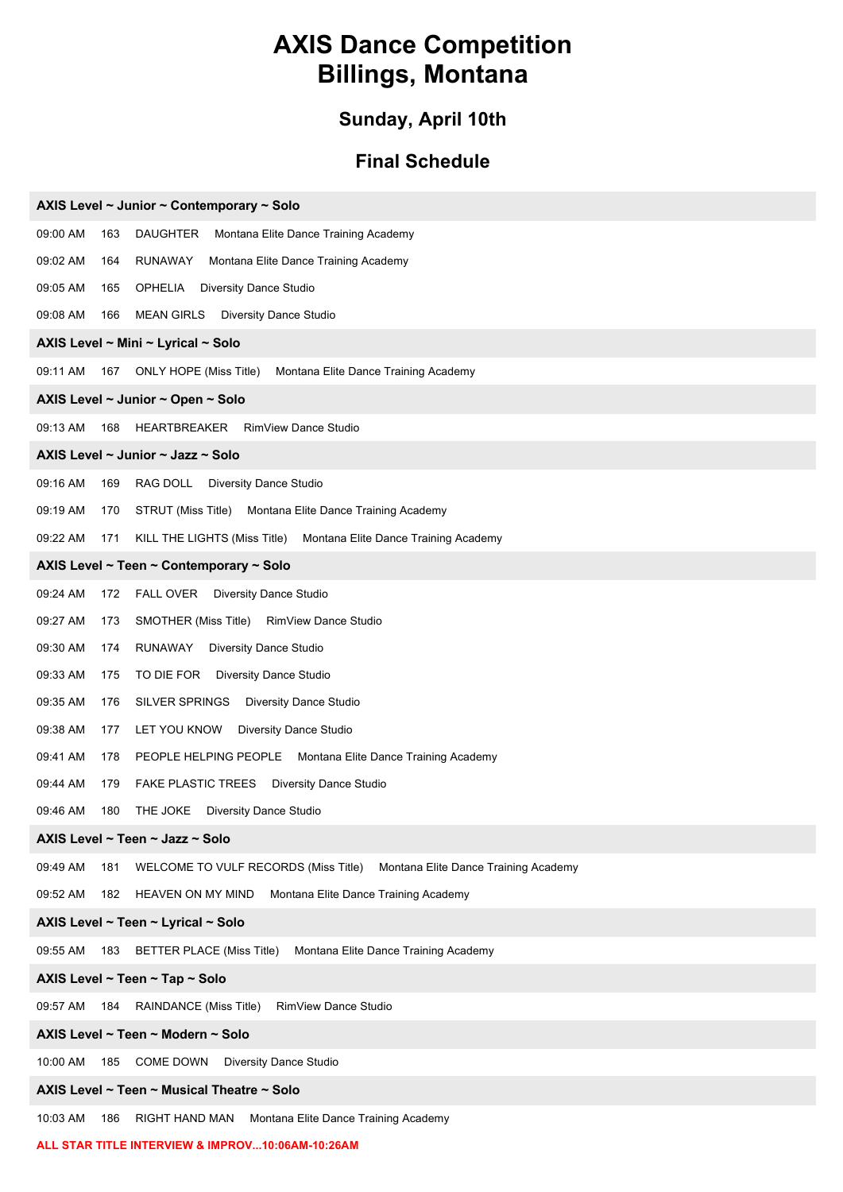# AXIS Dance Competition
# Billings, Montana

## Sunday, April 10th

## Final Schedule

**AXIS Level ~ Junior ~ Contemporary ~ Solo**

09:00 AM 163 DAUGHTER Montana Elite Dance Training Academy

09:02 AM 164 RUNAWAY Montana Elite Dance Training Academy

09:05 AM 165 OPHELIA Diversity Dance Studio

09:08 AM 166 MEAN GIRLS Diversity Dance Studio

**AXIS Level ~ Mini ~ Lyrical ~ Solo**

09:11 AM 167 ONLY HOPE (Miss Title) Montana Elite Dance Training Academy

**AXIS Level ~ Junior ~ Open ~ Solo**

09:13 AM 168 HEARTBREAKER RimView Dance Studio

**AXIS Level ~ Junior ~ Jazz ~ Solo**

09:16 AM 169 RAG DOLL Diversity Dance Studio

09:19 AM 170 STRUT (Miss Title) Montana Elite Dance Training Academy

09:22 AM 171 KILL THE LIGHTS (Miss Title) Montana Elite Dance Training Academy

**AXIS Level ~ Teen ~ Contemporary ~ Solo**

09:24 AM 172 FALL OVER Diversity Dance Studio

09:27 AM 173 SMOTHER (Miss Title) RimView Dance Studio

09:30 AM 174 RUNAWAY Diversity Dance Studio

09:33 AM 175 TO DIE FOR Diversity Dance Studio

09:35 AM 176 SILVER SPRINGS Diversity Dance Studio

09:38 AM 177 LET YOU KNOW Diversity Dance Studio

09:41 AM 178 PEOPLE HELPING PEOPLE Montana Elite Dance Training Academy

09:44 AM 179 FAKE PLASTIC TREES Diversity Dance Studio

09:46 AM 180 THE JOKE Diversity Dance Studio

**AXIS Level ~ Teen ~ Jazz ~ Solo**

09:49 AM 181 WELCOME TO VULF RECORDS (Miss Title) Montana Elite Dance Training Academy

09:52 AM 182 HEAVEN ON MY MIND Montana Elite Dance Training Academy

**AXIS Level ~ Teen ~ Lyrical ~ Solo**

09:55 AM 183 BETTER PLACE (Miss Title) Montana Elite Dance Training Academy

**AXIS Level ~ Teen ~ Tap ~ Solo**

09:57 AM 184 RAINDANCE (Miss Title) RimView Dance Studio

**AXIS Level ~ Teen ~ Modern ~ Solo**

10:00 AM 185 COME DOWN Diversity Dance Studio

**AXIS Level ~ Teen ~ Musical Theatre ~ Solo**

10:03 AM 186 RIGHT HAND MAN Montana Elite Dance Training Academy

**ALL STAR TITLE INTERVIEW & IMPROV...10:06AM-10:26AM**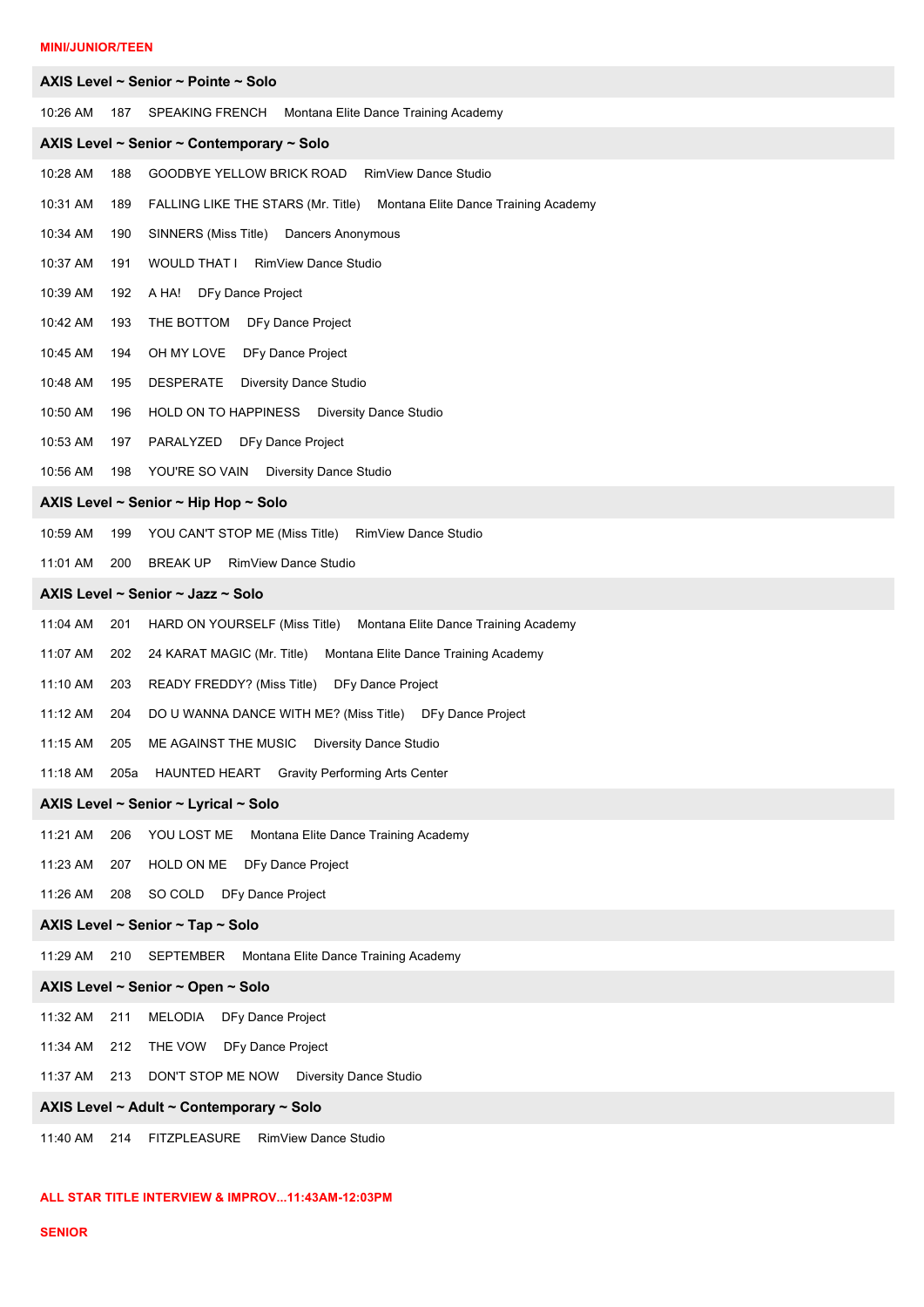**MINI/JUNIOR/TEEN**

### AXIS Level ~ Senior ~ Pointe ~ Solo

10:26 AM 187 SPEAKING FRENCH Montana Elite Dance Training Academy

### AXIS Level ~ Senior ~ Contemporary ~ Solo

10:28 AM 188 GOODBYE YELLOW BRICK ROAD RimView Dance Studio

10:31 AM 189 FALLING LIKE THE STARS (Mr. Title) Montana Elite Dance Training Academy

10:34 AM 190 SINNERS (Miss Title) Dancers Anonymous

10:37 AM 191 WOULD THAT I RimView Dance Studio

10:39 AM 192 A HA! DFy Dance Project

10:42 AM 193 THE BOTTOM DFy Dance Project

10:45 AM 194 OH MY LOVE DFy Dance Project

10:48 AM 195 DESPERATE Diversity Dance Studio

10:50 AM 196 HOLD ON TO HAPPINESS Diversity Dance Studio

10:53 AM 197 PARALYZED DFy Dance Project

10:56 AM 198 YOU'RE SO VAIN Diversity Dance Studio

### AXIS Level ~ Senior ~ Hip Hop ~ Solo

10:59 AM 199 YOU CAN'T STOP ME (Miss Title) RimView Dance Studio

11:01 AM 200 BREAK UP RimView Dance Studio

### AXIS Level ~ Senior ~ Jazz ~ Solo

11:04 AM 201 HARD ON YOURSELF (Miss Title) Montana Elite Dance Training Academy

11:07 AM 202 24 KARAT MAGIC (Mr. Title) Montana Elite Dance Training Academy

11:10 AM 203 READY FREDDY? (Miss Title) DFy Dance Project

11:12 AM 204 DO U WANNA DANCE WITH ME? (Miss Title) DFy Dance Project

11:15 AM 205 ME AGAINST THE MUSIC Diversity Dance Studio

11:18 AM 205a HAUNTED HEART Gravity Performing Arts Center

### AXIS Level ~ Senior ~ Lyrical ~ Solo

11:21 AM 206 YOU LOST ME Montana Elite Dance Training Academy

11:23 AM 207 HOLD ON ME DFy Dance Project

11:26 AM 208 SO COLD DFy Dance Project

### AXIS Level ~ Senior ~ Tap ~ Solo

11:29 AM 210 SEPTEMBER Montana Elite Dance Training Academy

### AXIS Level ~ Senior ~ Open ~ Solo

11:32 AM 211 MELODIA DFy Dance Project

11:34 AM 212 THE VOW DFy Dance Project

11:37 AM 213 DON'T STOP ME NOW Diversity Dance Studio

### AXIS Level ~ Adult ~ Contemporary ~ Solo

11:40 AM 214 FITZPLEASURE RimView Dance Studio

**ALL STAR TITLE INTERVIEW & IMPROV...11:43AM-12:03PM**

**SENIOR**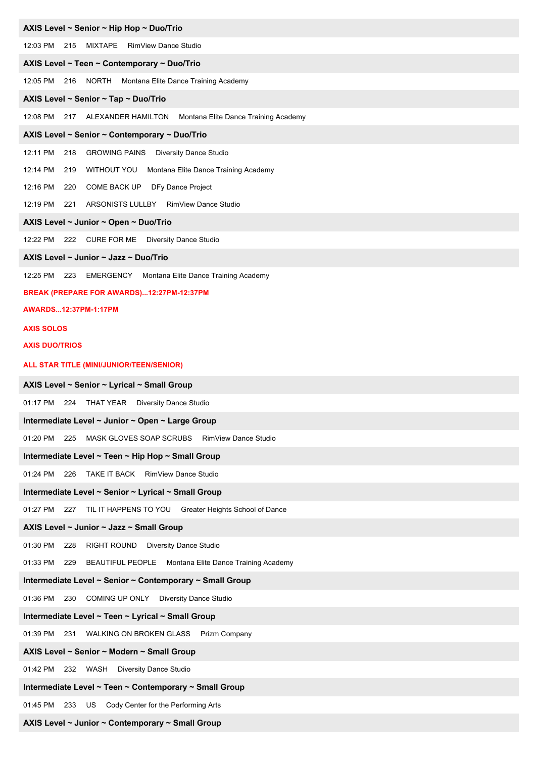**AXIS Level ~ Senior ~ Hip Hop ~ Duo/Trio**

12:03 PM 215 MIXTAPE RimView Dance Studio

**AXIS Level ~ Teen ~ Contemporary ~ Duo/Trio**

12:05 PM 216 NORTH Montana Elite Dance Training Academy

**AXIS Level ~ Senior ~ Tap ~ Duo/Trio**

12:08 PM 217 ALEXANDER HAMILTON Montana Elite Dance Training Academy

**AXIS Level ~ Senior ~ Contemporary ~ Duo/Trio**

12:11 PM 218 GROWING PAINS Diversity Dance Studio

12:14 PM 219 WITHOUT YOU Montana Elite Dance Training Academy

12:16 PM 220 COME BACK UP DFy Dance Project

12:19 PM 221 ARSONISTS LULLBY RimView Dance Studio

**AXIS Level ~ Junior ~ Open ~ Duo/Trio**

12:22 PM 222 CURE FOR ME Diversity Dance Studio

**AXIS Level ~ Junior ~ Jazz ~ Duo/Trio**

12:25 PM 223 EMERGENCY Montana Elite Dance Training Academy

**BREAK (PREPARE FOR AWARDS)...12:27PM-12:37PM**

**AWARDS...12:37PM-1:17PM**

**AXIS SOLOS**

**AXIS DUO/TRIOS**

**ALL STAR TITLE (MINI/JUNIOR/TEEN/SENIOR)**

**AXIS Level ~ Senior ~ Lyrical ~ Small Group**

01:17 PM 224 THAT YEAR Diversity Dance Studio

**Intermediate Level ~ Junior ~ Open ~ Large Group**

01:20 PM 225 MASK GLOVES SOAP SCRUBS RimView Dance Studio

**Intermediate Level ~ Teen ~ Hip Hop ~ Small Group**

01:24 PM 226 TAKE IT BACK RimView Dance Studio

**Intermediate Level ~ Senior ~ Lyrical ~ Small Group**

01:27 PM 227 TIL IT HAPPENS TO YOU Greater Heights School of Dance

**AXIS Level ~ Junior ~ Jazz ~ Small Group**

01:30 PM 228 RIGHT ROUND Diversity Dance Studio

01:33 PM 229 BEAUTIFUL PEOPLE Montana Elite Dance Training Academy

**Intermediate Level ~ Senior ~ Contemporary ~ Small Group**

01:36 PM 230 COMING UP ONLY Diversity Dance Studio

**Intermediate Level ~ Teen ~ Lyrical ~ Small Group**

01:39 PM 231 WALKING ON BROKEN GLASS Prizm Company

**AXIS Level ~ Senior ~ Modern ~ Small Group**

01:42 PM 232 WASH Diversity Dance Studio

**Intermediate Level ~ Teen ~ Contemporary ~ Small Group**

01:45 PM 233 US Cody Center for the Performing Arts

**AXIS Level ~ Junior ~ Contemporary ~ Small Group**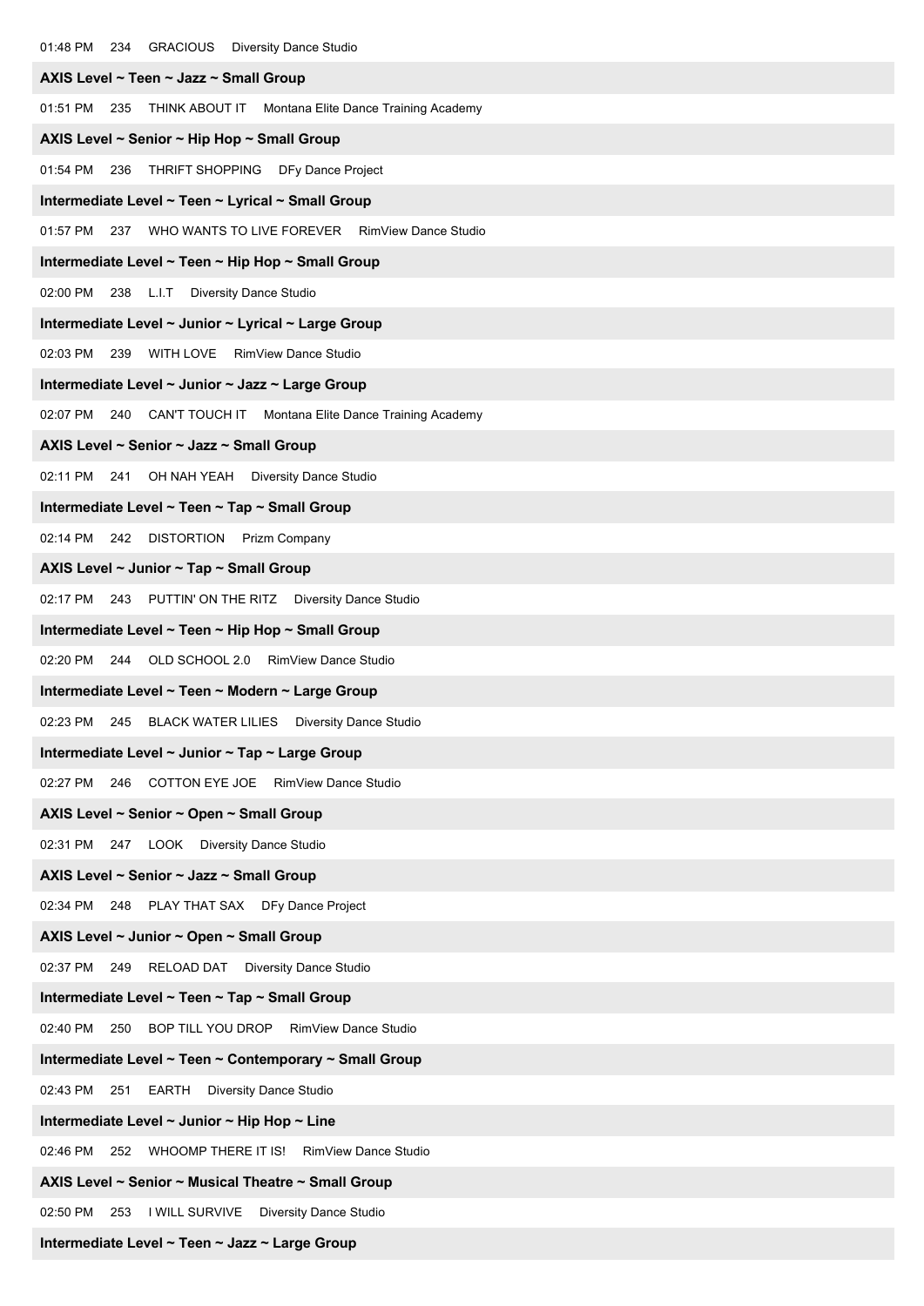01:48 PM 234 GRACIOUS Diversity Dance Studio

**AXIS Level ~ Teen ~ Jazz ~ Small Group**

01:51 PM 235 THINK ABOUT IT Montana Elite Dance Training Academy

**AXIS Level ~ Senior ~ Hip Hop ~ Small Group**

01:54 PM 236 THRIFT SHOPPING DFy Dance Project

**Intermediate Level ~ Teen ~ Lyrical ~ Small Group**

01:57 PM 237 WHO WANTS TO LIVE FOREVER RimView Dance Studio

**Intermediate Level ~ Teen ~ Hip Hop ~ Small Group**

02:00 PM 238 L.I.T Diversity Dance Studio

**Intermediate Level ~ Junior ~ Lyrical ~ Large Group**

02:03 PM 239 WITH LOVE RimView Dance Studio

**Intermediate Level ~ Junior ~ Jazz ~ Large Group**

02:07 PM 240 CAN'T TOUCH IT Montana Elite Dance Training Academy

**AXIS Level ~ Senior ~ Jazz ~ Small Group**

02:11 PM 241 OH NAH YEAH Diversity Dance Studio

**Intermediate Level ~ Teen ~ Tap ~ Small Group**

02:14 PM 242 DISTORTION Prizm Company

**AXIS Level ~ Junior ~ Tap ~ Small Group**

02:17 PM 243 PUTTIN' ON THE RITZ Diversity Dance Studio

**Intermediate Level ~ Teen ~ Hip Hop ~ Small Group**

02:20 PM 244 OLD SCHOOL 2.0 RimView Dance Studio

**Intermediate Level ~ Teen ~ Modern ~ Large Group**

02:23 PM 245 BLACK WATER LILIES Diversity Dance Studio

**Intermediate Level ~ Junior ~ Tap ~ Large Group**

02:27 PM 246 COTTON EYE JOE RimView Dance Studio

**AXIS Level ~ Senior ~ Open ~ Small Group**

02:31 PM 247 LOOK Diversity Dance Studio

**AXIS Level ~ Senior ~ Jazz ~ Small Group**

02:34 PM 248 PLAY THAT SAX DFy Dance Project

**AXIS Level ~ Junior ~ Open ~ Small Group**

02:37 PM 249 RELOAD DAT Diversity Dance Studio

**Intermediate Level ~ Teen ~ Tap ~ Small Group**

02:40 PM 250 BOP TILL YOU DROP RimView Dance Studio

**Intermediate Level ~ Teen ~ Contemporary ~ Small Group**

02:43 PM 251 EARTH Diversity Dance Studio

**Intermediate Level ~ Junior ~ Hip Hop ~ Line**

02:46 PM 252 WHOOMP THERE IT IS! RimView Dance Studio

**AXIS Level ~ Senior ~ Musical Theatre ~ Small Group**

02:50 PM 253 I WILL SURVIVE Diversity Dance Studio

**Intermediate Level ~ Teen ~ Jazz ~ Large Group**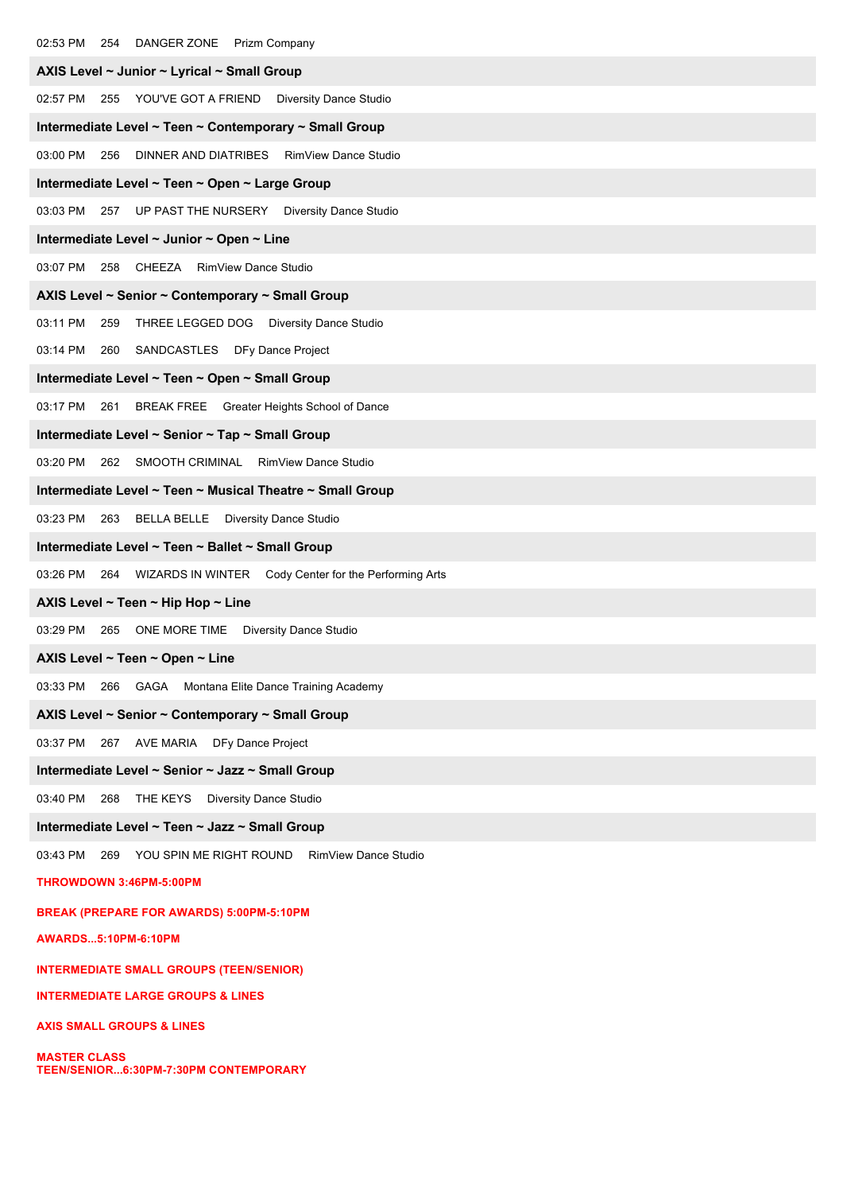02:53 PM 254 DANGER ZONE Prizm Company

**AXIS Level ~ Junior ~ Lyrical ~ Small Group**

02:57 PM 255 YOU'VE GOT A FRIEND Diversity Dance Studio

**Intermediate Level ~ Teen ~ Contemporary ~ Small Group**

03:00 PM 256 DINNER AND DIATRIBES RimView Dance Studio

**Intermediate Level ~ Teen ~ Open ~ Large Group**

03:03 PM 257 UP PAST THE NURSERY Diversity Dance Studio

**Intermediate Level ~ Junior ~ Open ~ Line**

03:07 PM 258 CHEEZA RimView Dance Studio

**AXIS Level ~ Senior ~ Contemporary ~ Small Group**

03:11 PM 259 THREE LEGGED DOG Diversity Dance Studio

03:14 PM 260 SANDCASTLES DFy Dance Project

**Intermediate Level ~ Teen ~ Open ~ Small Group**

03:17 PM 261 BREAK FREE Greater Heights School of Dance

**Intermediate Level ~ Senior ~ Tap ~ Small Group**

03:20 PM 262 SMOOTH CRIMINAL RimView Dance Studio

**Intermediate Level ~ Teen ~ Musical Theatre ~ Small Group**

03:23 PM 263 BELLA BELLE Diversity Dance Studio

**Intermediate Level ~ Teen ~ Ballet ~ Small Group**

03:26 PM 264 WIZARDS IN WINTER Cody Center for the Performing Arts

**AXIS Level ~ Teen ~ Hip Hop ~ Line**

03:29 PM 265 ONE MORE TIME Diversity Dance Studio

**AXIS Level ~ Teen ~ Open ~ Line**

03:33 PM 266 GAGA Montana Elite Dance Training Academy

**AXIS Level ~ Senior ~ Contemporary ~ Small Group**

03:37 PM 267 AVE MARIA DFy Dance Project

**Intermediate Level ~ Senior ~ Jazz ~ Small Group**

03:40 PM 268 THE KEYS Diversity Dance Studio

**Intermediate Level ~ Teen ~ Jazz ~ Small Group**

03:43 PM 269 YOU SPIN ME RIGHT ROUND RimView Dance Studio

**THROWDOWN 3:46PM-5:00PM**

**BREAK (PREPARE FOR AWARDS) 5:00PM-5:10PM**

**AWARDS...5:10PM-6:10PM**

**INTERMEDIATE SMALL GROUPS (TEEN/SENIOR)**

**INTERMEDIATE LARGE GROUPS & LINES**

**AXIS SMALL GROUPS & LINES**

**MASTER CLASS**
**TEEN/SENIOR...6:30PM-7:30PM CONTEMPORARY**